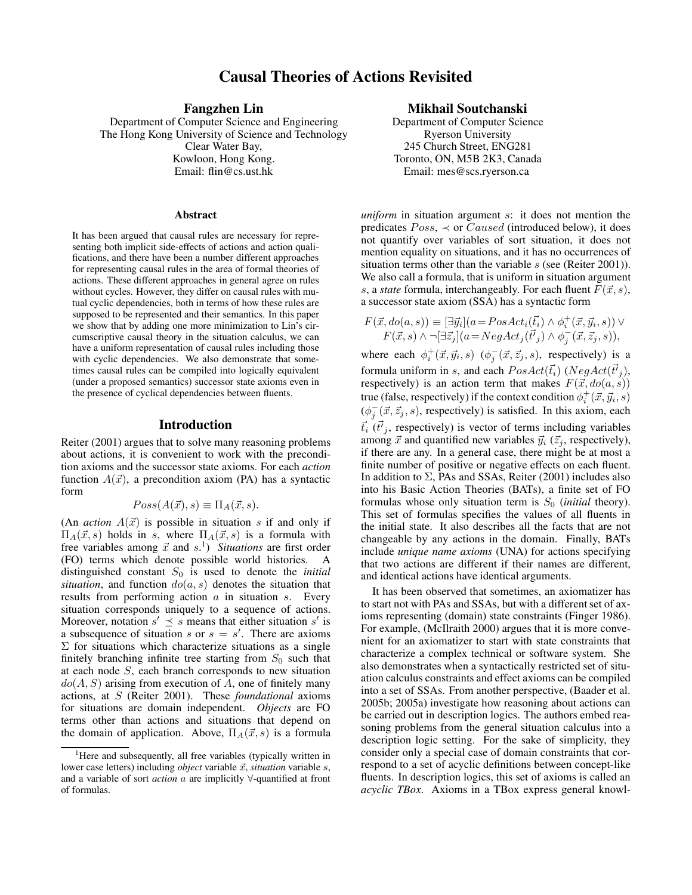# Causal Theories of Actions Revisited

**Fangzhen Lin**
Department of Computer Science and Engineering
The Hong Kong University of Science and Technology
Clear Water Bay,
Kowloon, Hong Kong.
Email: flin@cs.ust.hk

**Mikhail Soutchanski**
Department of Computer Science
Ryerson University
245 Church Street, ENG281
Toronto, ON, M5B 2K3, Canada
Email: mes@scs.ryerson.ca

### Abstract

It has been argued that causal rules are necessary for representing both implicit side-effects of actions and action qualifications, and there have been a number different approaches for representing causal rules in the area of formal theories of actions. These different approaches in general agree on rules without cycles. However, they differ on causal rules with mutual cyclic dependencies, both in terms of how these rules are supposed to be represented and their semantics. In this paper we show that by adding one more minimization to Lin's circumscriptive causal theory in the situation calculus, we can have a uniform representation of causal rules including those with cyclic dependencies. We also demonstrate that sometimes causal rules can be compiled into logically equivalent (under a proposed semantics) successor state axioms even in the presence of cyclical dependencies between fluents.

## Introduction

Reiter (2001) argues that to solve many reasoning problems about actions, it is convenient to work with the precondition axioms and the successor state axioms. For each *action* function $A(\vec{x})$, a precondition axiom (PA) has a syntactic form

$$Poss(A(\vec{x}), s) \equiv \Pi_A(\vec{x}, s).$$

(An *action* $A(\vec{x})$ is possible in situation $s$ if and only if $\Pi_A(\vec{x}, s)$ holds in $s$, where $\Pi_A(\vec{x}, s)$ is a formula with free variables among $\vec{x}$ and $s$.[1]) *Situations* are first order (FO) terms which denote possible world histories. A distinguished constant $S_0$ is used to denote the *initial situation*, and function $do(a, s)$ denotes the situation that results from performing action $a$ in situation $s$. Every situation corresponds uniquely to a sequence of actions. Moreover, notation $s' \preceq s$ means that either situation $s'$ is a subsequence of situation $s$ or $s = s'$. There are axioms $\Sigma$ for situations which characterize situations as a single finitely branching infinite tree starting from $S_0$ such that at each node $S$, each branch corresponds to new situation $do(A, S)$ arising from execution of $A$, one of finitely many actions, at $S$ (Reiter 2001). These *foundational* axioms for situations are domain independent. *Objects* are FO terms other than actions and situations that depend on the domain of application. Above, $\Pi_A(\vec{x}, s)$ is a formula *uniform* in situation argument $s$: it does not mention the predicates $Poss$, $\prec$ or $Caused$ (introduced below), it does not quantify over variables of sort situation, it does not mention equality on situations, and it has no occurrences of situation terms other than the variable $s$ (see (Reiter 2001)). We also call a formula, that is uniform in situation argument $s$, a *state* formula, interchangeably. For each fluent $F(\vec{x}, s)$, a successor state axiom (SSA) has a syntactic form

$$F(\vec{x}, do(a, s)) \equiv [\exists \vec{y}_i](a = PosAct_i(\vec{t}_i) \wedge \phi_i^+(\vec{x}, \vec{y}_i, s)) \vee \\ F(\vec{x}, s) \wedge \neg[\exists \vec{z}_j](a = NegAct_j(\vec{t'}_j) \wedge \phi_j^-(\vec{x}, \vec{z}_j, s)),$$

where each $\phi_i^+(\vec{x}, \vec{y}_i, s)$ ($\phi_j^-(\vec{x}, \vec{z}_j, s)$, respectively) is a formula uniform in $s$, and each $PosAct(\vec{t}_i)$ ($NegAct(\vec{t'}_j)$, respectively) is an action term that makes $F(\vec{x}, do(a, s))$ true (false, respectively) if the context condition $\phi_i^+(\vec{x}, \vec{y}_i, s)$ ($\phi_j^-(\vec{x}, \vec{z}_j, s)$, respectively) is satisfied. In this axiom, each $\vec{t}_i$ ($\vec{t'}_j$, respectively) is vector of terms including variables among $\vec{x}$ and quantified new variables $\vec{y}_i$ ($\vec{z}_j$, respectively), if there are any. In a general case, there might be at most a finite number of positive or negative effects on each fluent. In addition to $\Sigma$, PAs and SSAs, Reiter (2001) includes also into his Basic Action Theories (BATs), a finite set of FO formulas whose only situation term is $S_0$ (*initial* theory). This set of formulas specifies the values of all fluents in the initial state. It also describes all the facts that are not changeable by any actions in the domain. Finally, BATs include *unique name axioms* (UNA) for actions specifying that two actions are different if their names are different, and identical actions have identical arguments.

It has been observed that sometimes, an axiomatizer has to start not with PAs and SSAs, but with a different set of axioms representing (domain) state constraints (Finger 1986). For example, (McIlraith 2000) argues that it is more convenient for an axiomatizer to start with state constraints that characterize a complex technical or software system. She also demonstrates when a syntactically restricted set of situation calculus constraints and effect axioms can be compiled into a set of SSAs. From another perspective, (Baader et al. 2005b; 2005a) investigate how reasoning about actions can be carried out in description logics. The authors embed reasoning problems from the general situation calculus into a description logic setting. For the sake of simplicity, they consider only a special case of domain constraints that correspond to a set of acyclic definitions between concept-like fluents. In description logics, this set of axioms is called an *acyclic TBox*. Axioms in a TBox express general knowl-

[1] Here and subsequently, all free variables (typically written in lower case letters) including *object* variable $\vec{x}$, *situation* variable $s$, and a variable of sort *action* $a$ are implicitly $\forall$-quantified at front of formulas.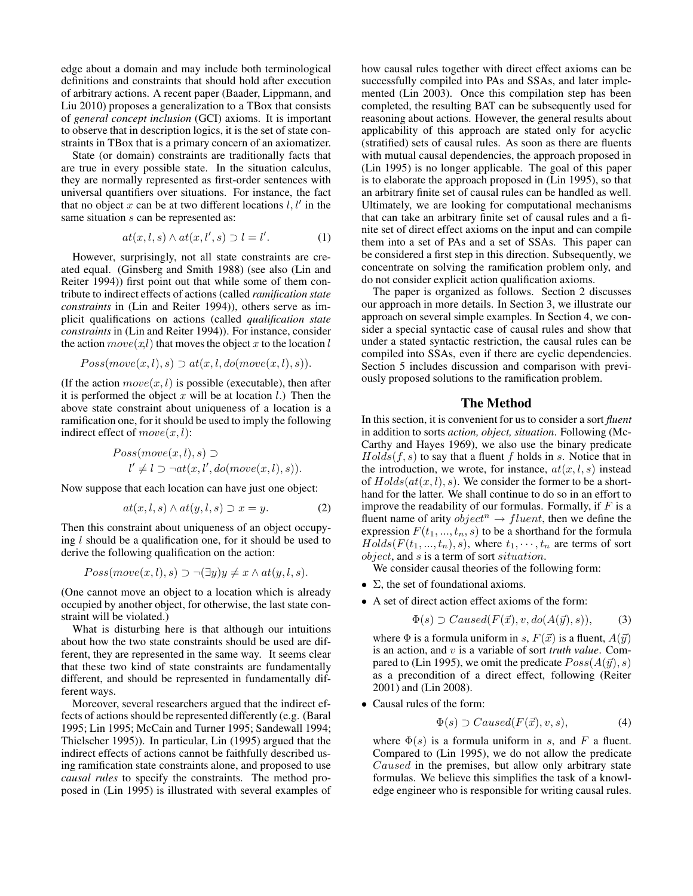edge about a domain and may include both terminological definitions and constraints that should hold after execution of arbitrary actions. A recent paper (Baader, Lippmann, and Liu 2010) proposes a generalization to a TBox that consists of *general concept inclusion* (GCI) axioms. It is important to observe that in description logics, it is the set of state constraints in TBox that is a primary concern of an axiomatizer.

State (or domain) constraints are traditionally facts that are true in every possible state. In the situation calculus, they are normally represented as first-order sentences with universal quantifiers over situations. For instance, the fact that no object $x$ can be at two different locations $l, l'$ in the same situation $s$ can be represented as:

$$at(x, l, s) \wedge at(x, l', s) \supset l = l'. \quad (1)$$

However, surprisingly, not all state constraints are created equal. (Ginsberg and Smith 1988) (see also (Lin and Reiter 1994)) first point out that while some of them contribute to indirect effects of actions (called *ramification state constraints* in (Lin and Reiter 1994)), others serve as implicit qualifications on actions (called *qualification state constraints* in (Lin and Reiter 1994)). For instance, consider the action $move(x,l)$ that moves the object $x$ to the location $l$

$$Poss(move(x, l), s) \supset at(x, l, do(move(x, l), s)).$$

(If the action $move(x, l)$ is possible (executable), then after it is performed the object $x$ will be at location $l$.) Then the above state constraint about uniqueness of a location is a ramification one, for it should be used to imply the following indirect effect of $move(x, l)$:

$$Poss(move(x, l), s) \supset$$
$$l' \neq l \supset \neg at(x, l', do(move(x, l), s)).$$

Now suppose that each location can have just one object:

$$at(x, l, s) \wedge at(y, l, s) \supset x = y. \quad (2)$$

Then this constraint about uniqueness of an object occupying $l$ should be a qualification one, for it should be used to derive the following qualification on the action:

$$Poss(move(x, l), s) \supset \neg(\exists y) y \neq x \wedge at(y, l, s).$$

(One cannot move an object to a location which is already occupied by another object, for otherwise, the last state constraint will be violated.)

What is disturbing here is that although our intuitions about how the two state constraints should be used are different, they are represented in the same way. It seems clear that these two kind of state constraints are fundamentally different, and should be represented in fundamentally different ways.

Moreover, several researchers argued that the indirect effects of actions should be represented differently (e.g. (Baral 1995; Lin 1995; McCain and Turner 1995; Sandewall 1994; Thielscher 1995)). In particular, Lin (1995) argued that the indirect effects of actions cannot be faithfully described using ramification state constraints alone, and proposed to use *causal rules* to specify the constraints. The method proposed in (Lin 1995) is illustrated with several examples of how causal rules together with direct effect axioms can be successfully compiled into PAs and SSAs, and later implemented (Lin 2003). Once this compilation step has been completed, the resulting BAT can be subsequently used for reasoning about actions. However, the general results about applicability of this approach are stated only for acyclic (stratified) sets of causal rules. As soon as there are fluents with mutual causal dependencies, the approach proposed in (Lin 1995) is no longer applicable. The goal of this paper is to elaborate the approach proposed in (Lin 1995), so that an arbitrary finite set of causal rules can be handled as well. Ultimately, we are looking for computational mechanisms that can take an arbitrary finite set of causal rules and a finite set of direct effect axioms on the input and can compile them into a set of PAs and a set of SSAs. This paper can be considered a first step in this direction. Subsequently, we concentrate on solving the ramification problem only, and do not consider explicit action qualification axioms.

The paper is organized as follows. Section 2 discusses our approach in more details. In Section 3, we illustrate our approach on several simple examples. In Section 4, we consider a special syntactic case of causal rules and show that under a stated syntactic restriction, the causal rules can be compiled into SSAs, even if there are cyclic dependencies. Section 5 includes discussion and comparison with previously proposed solutions to the ramification problem.

## The Method

In this section, it is convenient for us to consider a sort *fluent* in addition to sorts *action, object, situation*. Following (McCarthy and Hayes 1969), we also use the binary predicate $Holds(f, s)$ to say that a fluent $f$ holds in $s$. Notice that in the introduction, we wrote, for instance, $at(x, l, s)$ instead of $Holds(at(x, l), s)$. We consider the former to be a shorthand for the latter. We shall continue to do so in an effort to improve the readability of our formulas. Formally, if $F$ is a fluent name of arity $object^n \rightarrow fluent$, then we define the expression $F(t_1, ..., t_n, s)$ to be a shorthand for the formula $Holds(F(t_1, ..., t_n), s)$, where $t_1, \cdots, t_n$ are terms of sort $object$, and $s$ is a term of sort $situation$.

We consider causal theories of the following form:

- $\Sigma$, the set of foundational axioms.
- A set of direct action effect axioms of the form:

$$\Phi(s) \supset Caused(F(\vec{x}), v, do(A(\vec{y}), s)), \quad (3)$$

  where $\Phi$ is a formula uniform in $s$, $F(\vec{x})$ is a fluent, $A(\vec{y})$ is an action, and $v$ is a variable of sort *truth value*. Compared to (Lin 1995), we omit the predicate $Poss(A(\vec{y}), s)$ as a precondition of a direct effect, following (Reiter 2001) and (Lin 2008).

- Causal rules of the form:

$$\Phi(s) \supset Caused(F(\vec{x}), v, s), \quad (4)$$

  where $\Phi(s)$ is a formula uniform in $s$, and $F$ a fluent. Compared to (Lin 1995), we do not allow the predicate $Caused$ in the premises, but allow only arbitrary state formulas. We believe this simplifies the task of a knowledge engineer who is responsible for writing causal rules.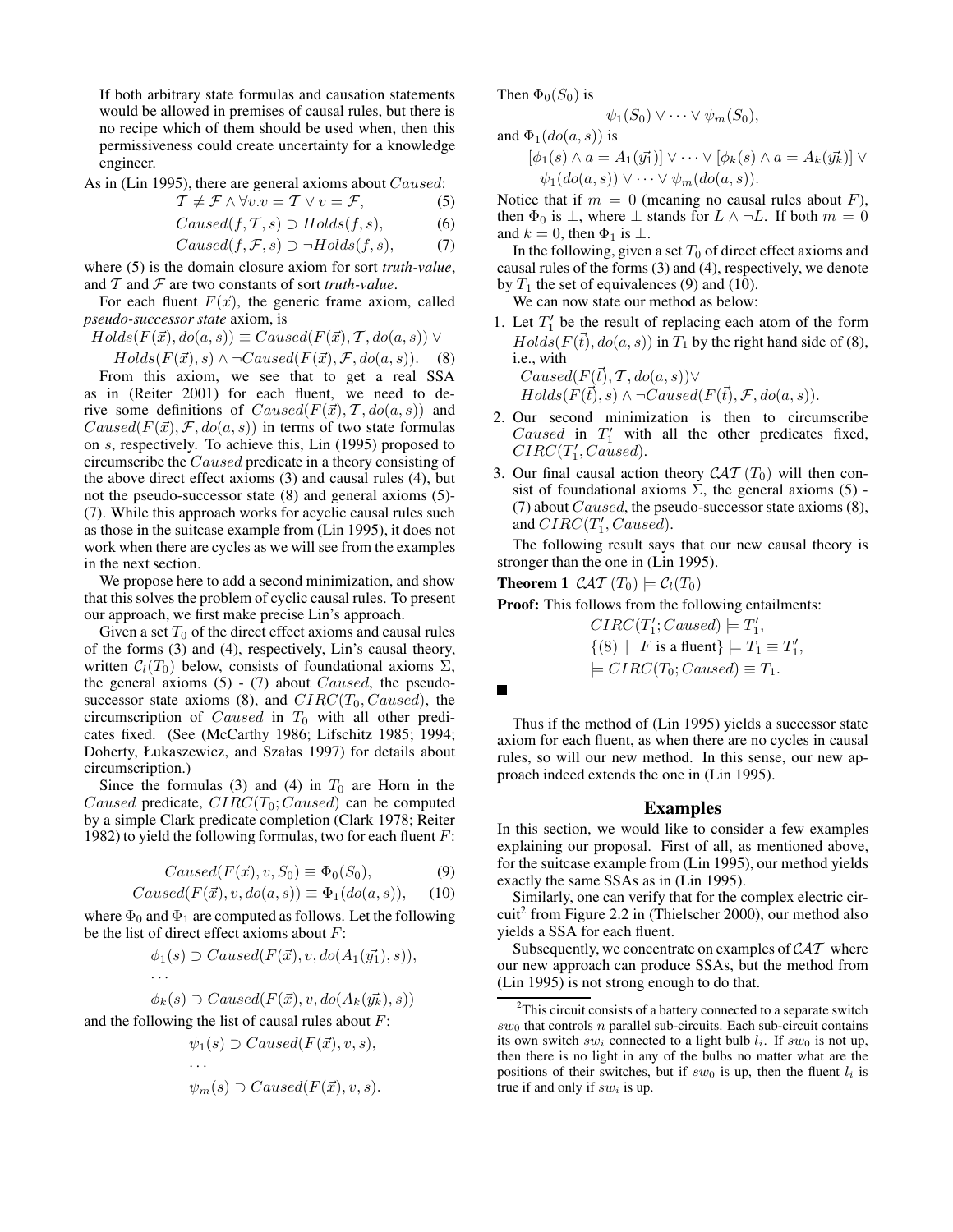If both arbitrary state formulas and causation statements would be allowed in premises of causal rules, but there is no recipe which of them should be used when, then this permissiveness could create uncertainty for a knowledge engineer.

As in (Lin 1995), there are general axioms about $Caused$:

$$\mathcal{T} \neq \mathcal{F} \wedge \forall v. v = \mathcal{T} \vee v = \mathcal{F}, \quad (5)$$

$$Caused(f, \mathcal{T}, s) \supset Holds(f, s), \quad (6)$$

$$Caused(f, \mathcal{F}, s) \supset \neg Holds(f, s), \quad (7)$$

where (5) is the domain closure axiom for sort *truth-value*, and $\mathcal{T}$ and $\mathcal{F}$ are two constants of sort *truth-value*.

For each fluent $F(\vec{x})$, the generic frame axiom, called *pseudo-successor state* axiom, is

$$Holds(F(\vec{x}), do(a, s)) \equiv Caused(F(\vec{x}), \mathcal{T}, do(a, s)) \vee$$
$$Holds(F(\vec{x}), s) \wedge \neg Caused(F(\vec{x}), \mathcal{F}, do(a, s)). \quad (8)$$

From this axiom, we see that to get a real SSA as in (Reiter 2001) for each fluent, we need to derive some definitions of $Caused(F(\vec{x}), \mathcal{T}, do(a, s))$ and $Caused(F(\vec{x}), \mathcal{F}, do(a, s))$ in terms of two state formulas on $s$, respectively. To achieve this, Lin (1995) proposed to circumscribe the $Caused$ predicate in a theory consisting of the above direct effect axioms (3) and causal rules (4), but not the pseudo-successor state (8) and general axioms (5)-(7). While this approach works for acyclic causal rules such as those in the suitcase example from (Lin 1995), it does not work when there are cycles as we will see from the examples in the next section.

We propose here to add a second minimization, and show that this solves the problem of cyclic causal rules. To present our approach, we first make precise Lin's approach.

Given a set $T_0$ of the direct effect axioms and causal rules of the forms (3) and (4), respectively, Lin's causal theory, written $\mathcal{C}_l(T_0)$ below, consists of foundational axioms $\Sigma$, the general axioms (5) - (7) about $Caused$, the pseudo-successor state axioms (8), and $CIRC(T_0, Caused)$, the circumscription of $Caused$ in $T_0$ with all other predicates fixed. (See (McCarthy 1986; Lifschitz 1985; 1994; Doherty, Łukaszewicz, and Szałas 1997) for details about circumscription.)

Since the formulas (3) and (4) in $T_0$ are Horn in the $Caused$ predicate, $CIRC(T_0; Caused)$ can be computed by a simple Clark predicate completion (Clark 1978; Reiter 1982) to yield the following formulas, two for each fluent $F$:

$$Caused(F(\vec{x}), v, S_0) \equiv \Phi_0(S_0), \quad (9)$$

$$Caused(F(\vec{x}), v, do(a, s)) \equiv \Phi_1(do(a, s)), \quad (10)$$

where $\Phi_0$ and $\Phi_1$ are computed as follows. Let the following be the list of direct effect axioms about $F$:

$$\phi_1(s) \supset Caused(F(\vec{x}), v, do(A_1(\vec{y_1}), s)),$$
$$\ldots$$
$$\phi_k(s) \supset Caused(F(\vec{x}), v, do(A_k(\vec{y_k}), s))$$

and the following the list of causal rules about $F$:

$$\psi_1(s) \supset Caused(F(\vec{x}), v, s),$$
$$\ldots$$
$$\psi_m(s) \supset Caused(F(\vec{x}), v, s).$$

Then $\Phi_0(S_0)$ is

$$\psi_1(S_0) \vee \cdots \vee \psi_m(S_0),$$

and $\Phi_1(do(a, s))$ is

$$[\phi_1(s) \wedge a = A_1(\vec{y_1})] \vee \cdots \vee [\phi_k(s) \wedge a = A_k(\vec{y_k})] \vee$$
$$\psi_1(do(a, s)) \vee \cdots \vee \psi_m(do(a, s)).$$

Notice that if $m = 0$ (meaning no causal rules about $F$), then $\Phi_0$ is $\bot$, where $\bot$ stands for $L \wedge \neg L$. If both $m = 0$ and $k = 0$, then $\Phi_1$ is $\bot$.

In the following, given a set $T_0$ of direct effect axioms and causal rules of the forms (3) and (4), respectively, we denote by $T_1$ the set of equivalences (9) and (10).

We can now state our method as below:

1. Let $T_1'$ be the result of replacing each atom of the form $Holds(F(\vec{t}), do(a, s))$ in $T_1$ by the right hand side of (8), i.e., with
   $Caused(F(\vec{t}), \mathcal{T}, do(a, s)) \vee$
   $Holds(F(\vec{t}), s) \wedge \neg Caused(F(\vec{t}), \mathcal{F}, do(a, s))$.
2. Our second minimization is then to circumscribe $Caused$ in $T_1'$ with all the other predicates fixed, $CIRC(T_1', Caused)$.
3. Our final causal action theory $\mathcal{CAT}(T_0)$ will then consist of foundational axioms $\Sigma$, the general axioms (5) - (7) about $Caused$, the pseudo-successor state axioms (8), and $CIRC(T_1', Caused)$.

The following result says that our new causal theory is stronger than the one in (Lin 1995).

**Theorem 1** $\mathcal{CAT}(T_0) \models \mathcal{C}_l(T_0)$

**Proof:** This follows from the following entailments:

$$CIRC(T_1'; Caused) \models T_1',$$
$$\{(8) \mid F \text{ is a fluent}\} \models T_1 \equiv T_1',$$
$$\models CIRC(T_0; Caused) \equiv T_1.$$

■

Thus if the method of (Lin 1995) yields a successor state axiom for each fluent, as when there are no cycles in causal rules, so will our new method. In this sense, our new approach indeed extends the one in (Lin 1995).

## Examples

In this section, we would like to consider a few examples explaining our proposal. First of all, as mentioned above, for the suitcase example from (Lin 1995), our method yields exactly the same SSAs as in (Lin 1995).

Similarly, one can verify that for the complex electric circuit[2] from Figure 2.2 in (Thielscher 2000), our method also yields a SSA for each fluent.

Subsequently, we concentrate on examples of $\mathcal{CAT}$ where our new approach can produce SSAs, but the method from (Lin 1995) is not strong enough to do that.

[2] This circuit consists of a battery connected to a separate switch $sw_0$ that controls $n$ parallel sub-circuits. Each sub-circuit contains its own switch $sw_i$ connected to a light bulb $l_i$. If $sw_0$ is not up, then there is no light in any of the bulbs no matter what are the positions of their switches, but if $sw_0$ is up, then the fluent $l_i$ is true if and only if $sw_i$ is up.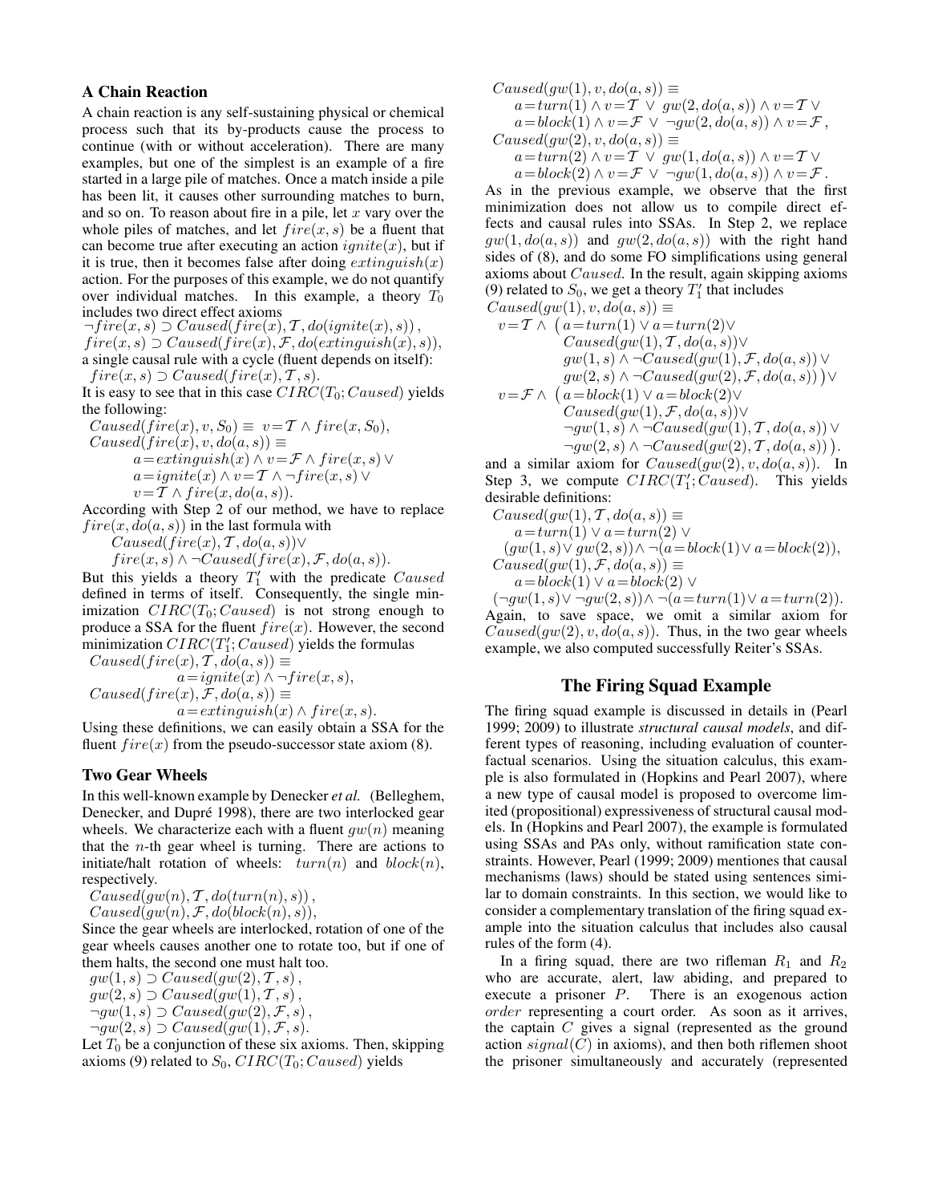### A Chain Reaction

A chain reaction is any self-sustaining physical or chemical process such that its by-products cause the process to continue (with or without acceleration). There are many examples, but one of the simplest is an example of a fire started in a large pile of matches. Once a match inside a pile has been lit, it causes other surrounding matches to burn, and so on. To reason about fire in a pile, let $x$ vary over the whole piles of matches, and let $fire(x,s)$ be a fluent that can become true after executing an action $ignite(x)$, but if it is true, then it becomes false after doing $extinguish(x)$ action. For the purposes of this example, we do not quantify over individual matches. In this example, a theory $T_0$ includes two direct effect axioms

$$\neg fire(x,s) \supset Caused(fire(x), \mathcal{T}, do(ignite(x), s)),$$
$$fire(x,s) \supset Caused(fire(x), \mathcal{F}, do(extinguish(x), s)),$$

a single causal rule with a cycle (fluent depends on itself):

$$fire(x,s) \supset Caused(fire(x), \mathcal{T}, s).$$

It is easy to see that in this case $CIRC(T_0; Caused)$ yields the following:

$$Caused(fire(x), v, S_0) \equiv v = \mathcal{T} \wedge fire(x, S_0),$$
$$\begin{aligned} Caused(fire(x), v, do(a,s)) \equiv \\ & a = extinguish(x) \wedge v = \mathcal{F} \wedge fire(x,s) \vee \\ & a = ignite(x) \wedge v = \mathcal{T} \wedge \neg fire(x,s) \vee \\ & v = \mathcal{T} \wedge fire(x, do(a,s)). \end{aligned}$$

According with Step 2 of our method, we have to replace $fire(x, do(a,s))$ in the last formula with

$$Caused(fire(x), \mathcal{T}, do(a,s)) \vee$$
$$fire(x,s) \wedge \neg Caused(fire(x), \mathcal{F}, do(a,s)).$$

But this yields a theory $T_1'$ with the predicate $Caused$ defined in terms of itself. Consequently, the single minimization $CIRC(T_0; Caused)$ is not strong enough to produce a SSA for the fluent $fire(x)$. However, the second minimization $CIRC(T_1'; Caused)$ yields the formulas

$$Caused(fire(x), \mathcal{T}, do(a,s)) \equiv a = ignite(x) \wedge \neg fire(x,s),$$
$$Caused(fire(x), \mathcal{F}, do(a,s)) \equiv a = extinguish(x) \wedge fire(x,s).$$

Using these definitions, we can easily obtain a SSA for the fluent $fire(x)$ from the pseudo-successor state axiom (8).

### Two Gear Wheels

In this well-known example by Denecker *et al.* (Belleghem, Denecker, and Dupré 1998), there are two interlocked gear wheels. We characterize each with a fluent $gw(n)$ meaning that the $n$-th gear wheel is turning. There are actions to initiate/halt rotation of wheels: $turn(n)$ and $block(n)$, respectively.

$$Caused(gw(n), \mathcal{T}, do(turn(n), s)),$$
$$Caused(gw(n), \mathcal{F}, do(block(n), s)),$$

Since the gear wheels are interlocked, rotation of one of the gear wheels causes another one to rotate too, but if one of them halts, the second one must halt too.

$$gw(1,s) \supset Caused(gw(2), \mathcal{T}, s),$$
$$gw(2,s) \supset Caused(gw(1), \mathcal{T}, s),$$
$$\neg gw(1,s) \supset Caused(gw(2), \mathcal{F}, s),$$
$$\neg gw(2,s) \supset Caused(gw(1), \mathcal{F}, s).$$

Let $T_0$ be a conjunction of these six axioms. Then, skipping axioms (9) related to $S_0$, $CIRC(T_0; Caused)$ yields

$$\begin{aligned} Caused(gw(1), v, do(a,s)) \equiv \\ & a = turn(1) \wedge v = \mathcal{T} \vee gw(2, do(a,s)) \wedge v = \mathcal{T} \vee \\ & a = block(1) \wedge v = \mathcal{F} \vee \neg gw(2, do(a,s)) \wedge v = \mathcal{F}, \end{aligned}$$
$$\begin{aligned} Caused(gw(2), v, do(a,s)) \equiv \\ & a = turn(2) \wedge v = \mathcal{T} \vee gw(1, do(a,s)) \wedge v = \mathcal{T} \vee \\ & a = block(2) \wedge v = \mathcal{F} \vee \neg gw(1, do(a,s)) \wedge v = \mathcal{F}. \end{aligned}$$

As in the previous example, we observe that the first minimization does not allow us to compile direct effects and causal rules into SSAs. In Step 2, we replace $gw(1, do(a,s))$ and $gw(2, do(a,s))$ with the right hand sides of (8), and do some FO simplifications using general axioms about $Caused$. In the result, again skipping axioms (9) related to $S_0$, we get a theory $T_1'$ that includes

$$\begin{aligned} & Caused(gw(1), v, do(a,s)) \equiv \\ & v = \mathcal{T} \wedge \big( a = turn(1) \vee a = turn(2) \vee \\ & \quad Caused(gw(1), \mathcal{T}, do(a,s)) \vee \\ & \quad gw(1,s) \wedge \neg Caused(gw(1), \mathcal{F}, do(a,s)) \vee \\ & \quad gw(2,s) \wedge \neg Caused(gw(2), \mathcal{F}, do(a,s)) \big) \vee \\ & v = \mathcal{F} \wedge \big( a = block(1) \vee a = block(2) \vee \\ & \quad Caused(gw(1), \mathcal{F}, do(a,s)) \vee \\ & \quad \neg gw(1,s) \wedge \neg Caused(gw(1), \mathcal{T}, do(a,s)) \vee \\ & \quad \neg gw(2,s) \wedge \neg Caused(gw(2), \mathcal{T}, do(a,s)) \big). \end{aligned}$$

and a similar axiom for $Caused(gw(2), v, do(a,s))$. In Step 3, we compute $CIRC(T_1'; Caused)$. This yields desirable definitions:

$$\begin{aligned} Caused(gw(1), \mathcal{T}, do(a,s)) \equiv \\ & a = turn(1) \vee a = turn(2) \vee \\ & (gw(1,s) \vee gw(2,s)) \wedge \neg(a = block(1) \vee a = block(2)), \end{aligned}$$
$$\begin{aligned} Caused(gw(1), \mathcal{F}, do(a,s)) \equiv \\ & a = block(1) \vee a = block(2) \vee \\ & (\neg gw(1,s) \vee \neg gw(2,s)) \wedge \neg(a = turn(1) \vee a = turn(2)). \end{aligned}$$

Again, to save space, we omit a similar axiom for $Caused(gw(2), v, do(a,s))$. Thus, in the two gear wheels example, we also computed successfully Reiter's SSAs.

## The Firing Squad Example

The firing squad example is discussed in details in (Pearl 1999; 2009) to illustrate *structural causal models*, and different types of reasoning, including evaluation of counterfactual scenarios. Using the situation calculus, this example is also formulated in (Hopkins and Pearl 2007), where a new type of causal model is proposed to overcome limited (propositional) expressiveness of structural causal models. In (Hopkins and Pearl 2007), the example is formulated using SSAs and PAs only, without ramification state constraints. However, Pearl (1999; 2009) mentiones that causal mechanisms (laws) should be stated using sentences similar to domain constraints. In this section, we would like to consider a complementary translation of the firing squad example into the situation calculus that includes also causal rules of the form (4).

In a firing squad, there are two rifleman $R_1$ and $R_2$ who are accurate, alert, law abiding, and prepared to execute a prisoner $P$. There is an exogenous action $order$ representing a court order. As soon as it arrives, the captain $C$ gives a signal (represented as the ground action $signal(C)$ in axioms), and then both riflemen shoot the prisoner simultaneously and accurately (represented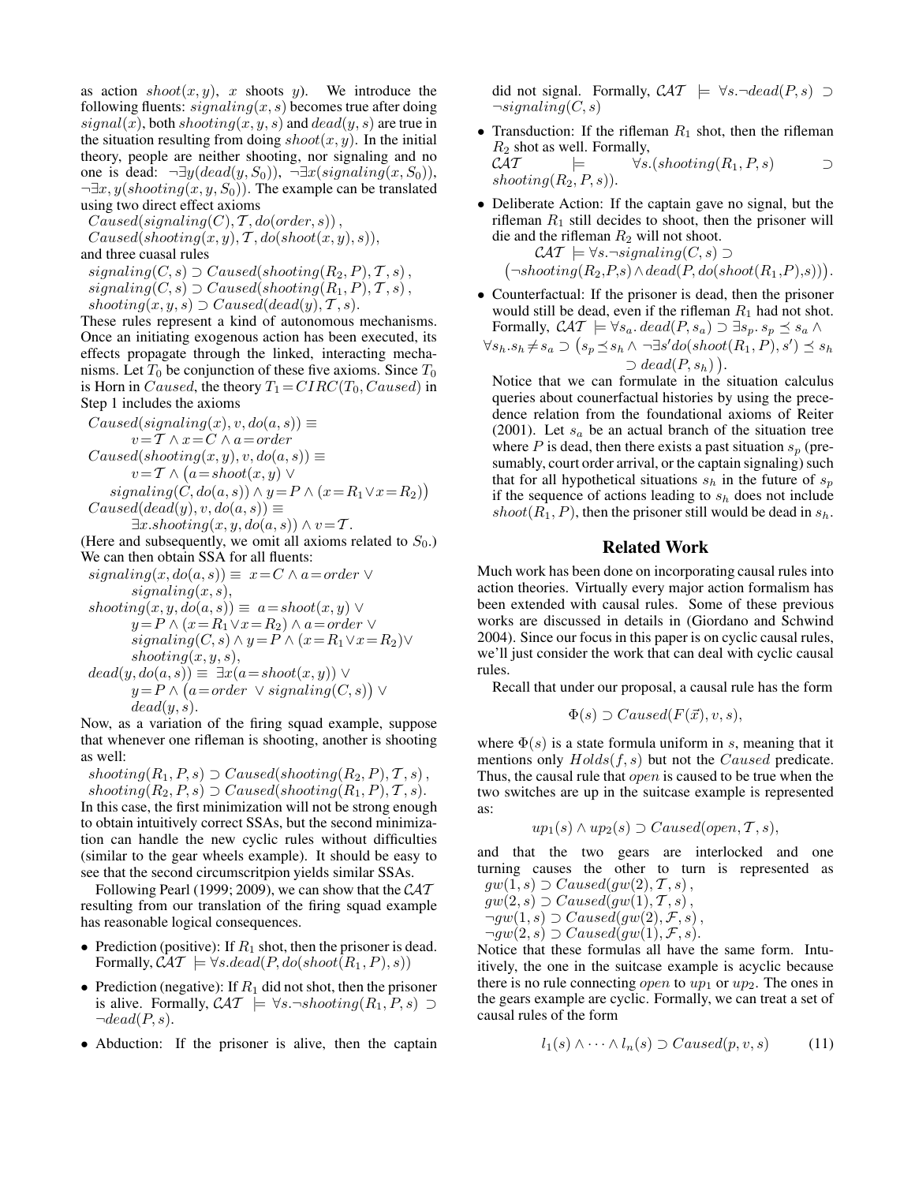as action $shoot(x,y)$, $x$ shoots $y$). We introduce the following fluents: $signaling(x,s)$ becomes true after doing $signal(x)$, both $shooting(x,y,s)$ and $dead(y,s)$ are true in the situation resulting from doing $shoot(x,y)$. In the initial theory, people are neither shooting, nor signaling and no one is dead: $\neg\exists y(dead(y,S_0))$, $\neg\exists x(signaling(x,S_0))$, $\neg\exists x,y(shooting(x,y,S_0))$. The example can be translated using two direct effect axioms

$Caused(signaling(C),\mathcal{T},do(order,s))$,
$Caused(shooting(x,y),\mathcal{T},do(shoot(x,y),s))$,

and three cuasal rules

$signaling(C,s) \supset Caused(shooting(R_2,P),\mathcal{T},s)$,
$signaling(C,s) \supset Caused(shooting(R_1,P),\mathcal{T},s)$,
$shooting(x,y,s) \supset Caused(dead(y),\mathcal{T},s)$.

These rules represent a kind of autonomous mechanisms. Once an initiating exogenous action has been executed, its effects propagate through the linked, interacting mechanisms. Let $T_0$ be conjunction of these five axioms. Since $T_0$ is Horn in $Caused$, the theory $T_1 = CIRC(T_0, Caused)$ in Step 1 includes the axioms

$$Caused(signaling(x),v,do(a,s)) \equiv v=\mathcal{T} \wedge x=C \wedge a=order$$

$$Caused(shooting(x,y),v,do(a,s)) \equiv v=\mathcal{T} \wedge \big(a=shoot(x,y) \vee signaling(C,do(a,s)) \wedge y=P \wedge (x=R_1 \vee x=R_2)\big)$$

$$Caused(dead(y),v,do(a,s)) \equiv \exists x.shooting(x,y,do(a,s)) \wedge v=\mathcal{T}.$$

(Here and subsequently, we omit all axioms related to $S_0$.) We can then obtain SSA for all fluents:

$$signaling(x,do(a,s)) \equiv x=C \wedge a=order \vee signaling(x,s),$$

$$shooting(x,y,do(a,s)) \equiv a=shoot(x,y) \vee y=P \wedge (x=R_1 \vee x=R_2) \wedge a=order \vee signaling(C,s) \wedge y=P \wedge (x=R_1 \vee x=R_2) \vee shooting(x,y,s),$$

$$dead(y,do(a,s)) \equiv \exists x(a=shoot(x,y)) \vee y=P \wedge \big(a=order \vee signaling(C,s)\big) \vee dead(y,s).$$

Now, as a variation of the firing squad example, suppose that whenever one rifleman is shooting, another is shooting as well:

$shooting(R_1,P,s) \supset Caused(shooting(R_2,P),\mathcal{T},s)$,
$shooting(R_2,P,s) \supset Caused(shooting(R_1,P),\mathcal{T},s)$.

In this case, the first minimization will not be strong enough to obtain intuitively correct SSAs, but the second minimization can handle the new cyclic rules without difficulties (similar to the gear wheels example). It should be easy to see that the second circumscritpion yields similar SSAs.

Following Pearl (1999; 2009), we can show that the $\mathcal{CAT}$ resulting from our translation of the firing squad example has reasonable logical consequences.

- Prediction (positive): If $R_1$ shot, then the prisoner is dead. Formally, $\mathcal{CAT} \models \forall s.dead(P,do(shoot(R_1,P),s))$
- Prediction (negative): If $R_1$ did not shot, then the prisoner is alive. Formally, $\mathcal{CAT} \models \forall s.\neg shooting(R_1,P,s) \supset \neg dead(P,s)$.
- Abduction: If the prisoner is alive, then the captain did not signal. Formally, $\mathcal{CAT} \models \forall s.\neg dead(P,s) \supset \neg signaling(C,s)$
- Transduction: If the rifleman $R_1$ shot, then the rifleman $R_2$ shot as well. Formally, $\mathcal{CAT} \models \forall s.(shooting(R_1,P,s) \supset shooting(R_2,P,s))$.
- Deliberate Action: If the captain gave no signal, but the rifleman $R_1$ still decides to shoot, then the prisoner will die and the rifleman $R_2$ will not shoot.
  $$\mathcal{CAT} \models \forall s.\neg signaling(C,s) \supset \big(\neg shooting(R_2,P,s) \wedge dead(P,do(shoot(R_1,P),s))\big).$$
- Counterfactual: If the prisoner is dead, then the prisoner would still be dead, even if the rifleman $R_1$ had not shot. Formally, $\mathcal{CAT} \models \forall s_a.\, dead(P,s_a) \supset \exists s_p.\, s_p \preceq s_a \wedge \forall s_h.s_h \neq s_a \supset \big(s_p \preceq s_h \wedge \neg\exists s' do(shoot(R_1,P),s') \preceq s_h \supset dead(P,s_h)\big)$.

  Notice that we can formulate in the situation calculus queries about counerfactual histories by using the precedence relation from the foundational axioms of Reiter (2001). Let $s_a$ be an actual branch of the situation tree where $P$ is dead, then there exists a past situation $s_p$ (presumably, court order arrival, or the captain signaling) such that for all hypothetical situations $s_h$ in the future of $s_p$ if the sequence of actions leading to $s_h$ does not include $shoot(R_1,P)$, then the prisoner still would be dead in $s_h$.

## Related Work

Much work has been done on incorporating causal rules into action theories. Virtually every major action formalism has been extended with causal rules. Some of these previous works are discussed in details in (Giordano and Schwind 2004). Since our focus in this paper is on cyclic causal rules, we'll just consider the work that can deal with cyclic causal rules.

Recall that under our proposal, a causal rule has the form

$$\Phi(s) \supset Caused(F(\vec{x}),v,s),$$

where $\Phi(s)$ is a state formula uniform in $s$, meaning that it mentions only $Holds(f,s)$ but not the $Caused$ predicate. Thus, the causal rule that $open$ is caused to be true when the two switches are up in the suitcase example is represented as:

$$up_1(s) \wedge up_2(s) \supset Caused(open,\mathcal{T},s),$$

and that the two gears are interlocked and one turning causes the other to turn is represented as

$gw(1,s) \supset Caused(gw(2),\mathcal{T},s)$,
$gw(2,s) \supset Caused(gw(1),\mathcal{T},s)$,
$\neg gw(1,s) \supset Caused(gw(2),\mathcal{F},s)$,
$\neg gw(2,s) \supset Caused(gw(1),\mathcal{F},s)$.

Notice that these formulas all have the same form. Intuitively, the one in the suitcase example is acyclic because there is no rule connecting $open$ to $up_1$ or $up_2$. The ones in the gears example are cyclic. Formally, we can treat a set of causal rules of the form

$$l_1(s) \wedge \cdots \wedge l_n(s) \supset Caused(p,v,s) \tag{11}$$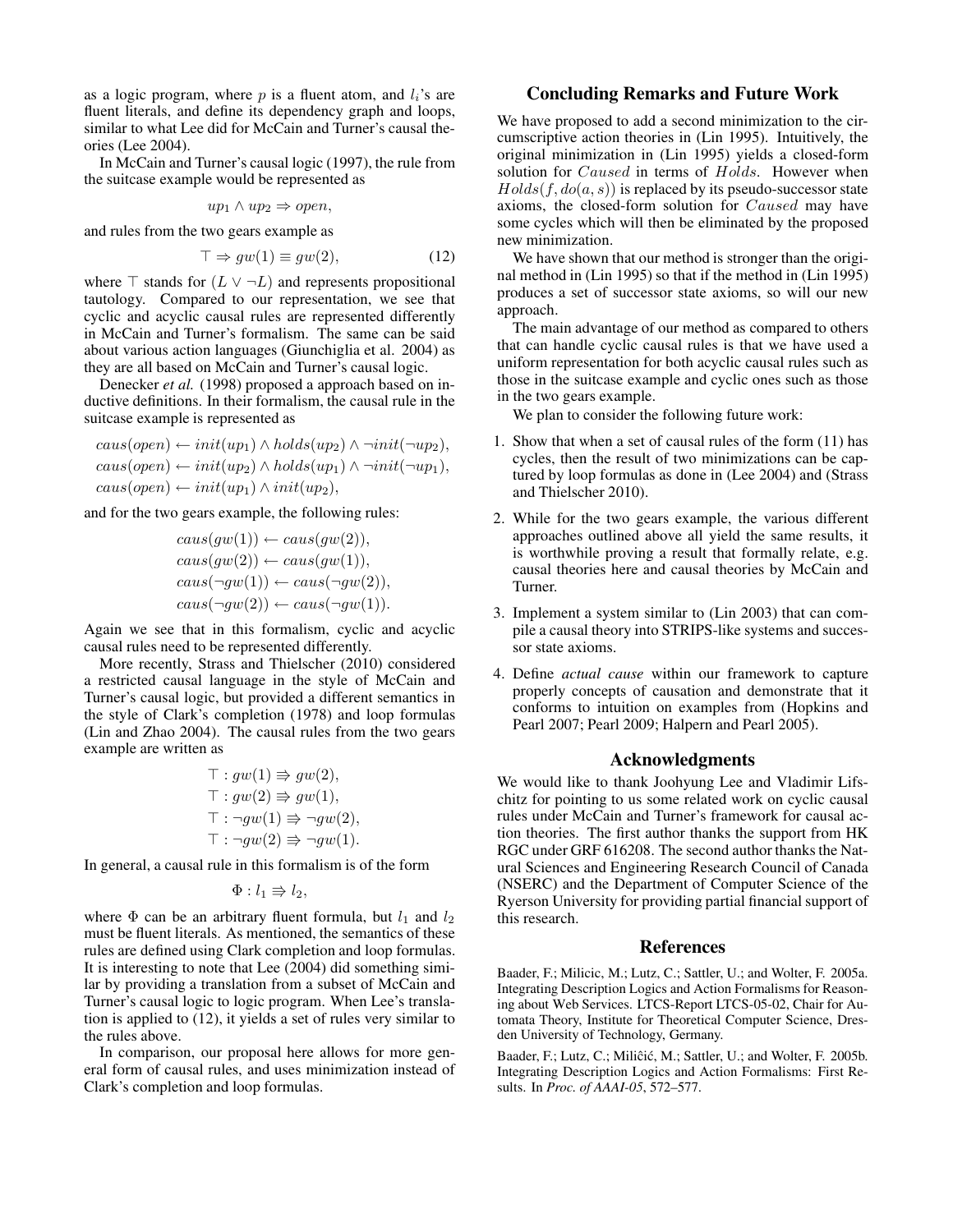as a logic program, where $p$ is a fluent atom, and $l_i$'s are fluent literals, and define its dependency graph and loops, similar to what Lee did for McCain and Turner's causal theories (Lee 2004).

In McCain and Turner's causal logic (1997), the rule from the suitcase example would be represented as

$$up_1 \wedge up_2 \Rightarrow open,$$

and rules from the two gears example as

$$\top \Rightarrow gw(1) \equiv gw(2), \tag{12}$$

where $\top$ stands for $(L \vee \neg L)$ and represents propositional tautology. Compared to our representation, we see that cyclic and acyclic causal rules are represented differently in McCain and Turner's formalism. The same can be said about various action languages (Giunchiglia et al. 2004) as they are all based on McCain and Turner's causal logic.

Denecker *et al.* (1998) proposed a approach based on inductive definitions. In their formalism, the causal rule in the suitcase example is represented as

$$caus(open) \leftarrow init(up_1) \wedge holds(up_2) \wedge \neg init(\neg up_2),$$
$$caus(open) \leftarrow init(up_2) \wedge holds(up_1) \wedge \neg init(\neg up_1),$$
$$caus(open) \leftarrow init(up_1) \wedge init(up_2),$$

and for the two gears example, the following rules:

$$caus(gw(1)) \leftarrow caus(gw(2)),$$
$$caus(gw(2)) \leftarrow caus(gw(1)),$$
$$caus(\neg gw(1)) \leftarrow caus(\neg gw(2)),$$
$$caus(\neg gw(2)) \leftarrow caus(\neg gw(1)).$$

Again we see that in this formalism, cyclic and acyclic causal rules need to be represented differently.

More recently, Strass and Thielscher (2010) considered a restricted causal language in the style of McCain and Turner's causal logic, but provided a different semantics in the style of Clark's completion (1978) and loop formulas (Lin and Zhao 2004). The causal rules from the two gears example are written as

$$\top : gw(1) \Rrightarrow gw(2),$$
$$\top : gw(2) \Rrightarrow gw(1),$$
$$\top : \neg gw(1) \Rrightarrow \neg gw(2),$$
$$\top : \neg gw(2) \Rrightarrow \neg gw(1).$$

In general, a causal rule in this formalism is of the form

$$\Phi : l_1 \Rrightarrow l_2,$$

where $\Phi$ can be an arbitrary fluent formula, but $l_1$ and $l_2$ must be fluent literals. As mentioned, the semantics of these rules are defined using Clark completion and loop formulas. It is interesting to note that Lee (2004) did something similar by providing a translation from a subset of McCain and Turner's causal logic to logic program. When Lee's translation is applied to (12), it yields a set of rules very similar to the rules above.

In comparison, our proposal here allows for more general form of causal rules, and uses minimization instead of Clark's completion and loop formulas.

## Concluding Remarks and Future Work

We have proposed to add a second minimization to the circumscriptive action theories in (Lin 1995). Intuitively, the original minimization in (Lin 1995) yields a closed-form solution for $Caused$ in terms of $Holds$. However when $Holds(f, do(a, s))$ is replaced by its pseudo-successor state axioms, the closed-form solution for $Caused$ may have some cycles which will then be eliminated by the proposed new minimization.

We have shown that our method is stronger than the original method in (Lin 1995) so that if the method in (Lin 1995) produces a set of successor state axioms, so will our new approach.

The main advantage of our method as compared to others that can handle cyclic causal rules is that we have used a uniform representation for both acyclic causal rules such as those in the suitcase example and cyclic ones such as those in the two gears example.

We plan to consider the following future work:

1. Show that when a set of causal rules of the form (11) has cycles, then the result of two minimizations can be captured by loop formulas as done in (Lee 2004) and (Strass and Thielscher 2010).
2. While for the two gears example, the various different approaches outlined above all yield the same results, it is worthwhile proving a result that formally relate, e.g. causal theories here and causal theories by McCain and Turner.
3. Implement a system similar to (Lin 2003) that can compile a causal theory into STRIPS-like systems and successor state axioms.
4. Define *actual cause* within our framework to capture properly concepts of causation and demonstrate that it conforms to intuition on examples from (Hopkins and Pearl 2007; Pearl 2009; Halpern and Pearl 2005).

## Acknowledgments

We would like to thank Joohyung Lee and Vladimir Lifschitz for pointing to us some related work on cyclic causal rules under McCain and Turner's framework for causal action theories. The first author thanks the support from HK RGC under GRF 616208. The second author thanks the Natural Sciences and Engineering Research Council of Canada (NSERC) and the Department of Computer Science of the Ryerson University for providing partial financial support of this research.

## References

Baader, F.; Milicic, M.; Lutz, C.; Sattler, U.; and Wolter, F. 2005a. Integrating Description Logics and Action Formalisms for Reasoning about Web Services. LTCS-Report LTCS-05-02, Chair for Automata Theory, Institute for Theoretical Computer Science, Dresden University of Technology, Germany.

Baader, F.; Lutz, C.; Miliĉić, M.; Sattler, U.; and Wolter, F. 2005b. Integrating Description Logics and Action Formalisms: First Results. In *Proc. of AAAI-05*, 572–577.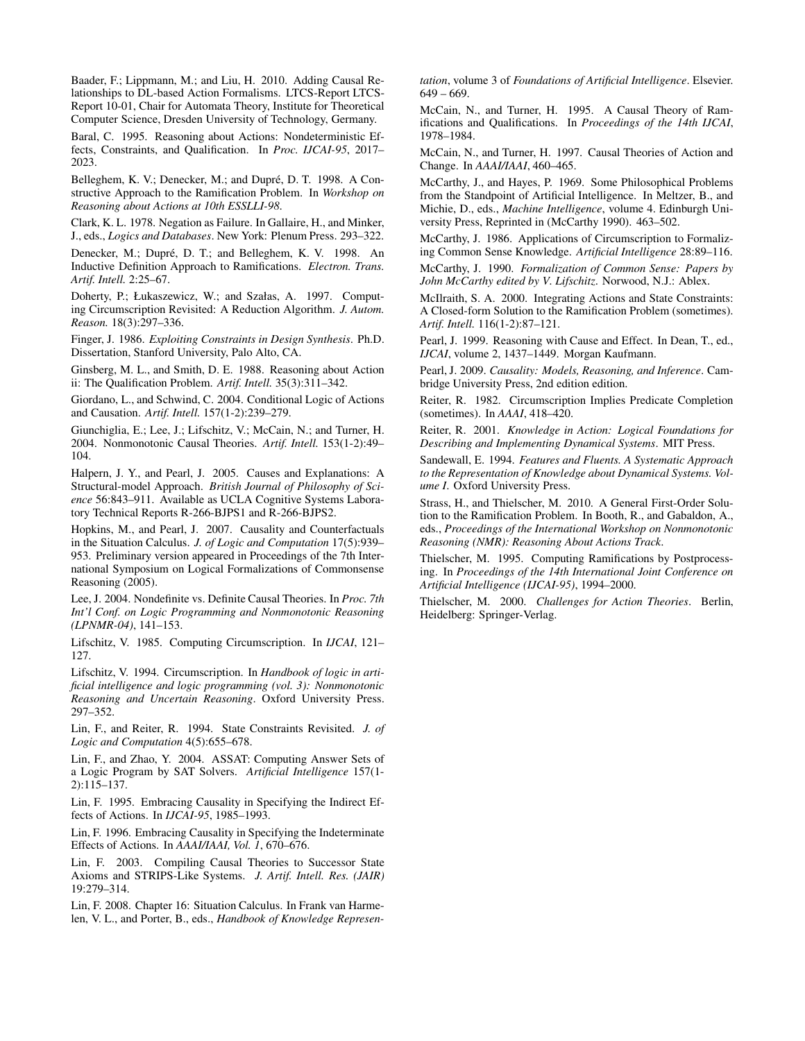Baader, F.; Lippmann, M.; and Liu, H. 2010. Adding Causal Relationships to DL-based Action Formalisms. LTCS-Report LTCS-Report 10-01, Chair for Automata Theory, Institute for Theoretical Computer Science, Dresden University of Technology, Germany.

Baral, C. 1995. Reasoning about Actions: Nondeterministic Effects, Constraints, and Qualification. In *Proc. IJCAI-95*, 2017–2023.

Belleghem, K. V.; Denecker, M.; and Dupré, D. T. 1998. A Constructive Approach to the Ramification Problem. In *Workshop on Reasoning about Actions at 10th ESSLLI-98*.

Clark, K. L. 1978. Negation as Failure. In Gallaire, H., and Minker, J., eds., *Logics and Databases*. New York: Plenum Press. 293–322.

Denecker, M.; Dupré, D. T.; and Belleghem, K. V. 1998. An Inductive Definition Approach to Ramifications. *Electron. Trans. Artif. Intell.* 2:25–67.

Doherty, P.; Łukaszewicz, W.; and Szałas, A. 1997. Computing Circumscription Revisited: A Reduction Algorithm. *J. Autom. Reason.* 18(3):297–336.

Finger, J. 1986. *Exploiting Constraints in Design Synthesis*. Ph.D. Dissertation, Stanford University, Palo Alto, CA.

Ginsberg, M. L., and Smith, D. E. 1988. Reasoning about Action ii: The Qualification Problem. *Artif. Intell.* 35(3):311–342.

Giordano, L., and Schwind, C. 2004. Conditional Logic of Actions and Causation. *Artif. Intell.* 157(1-2):239–279.

Giunchiglia, E.; Lee, J.; Lifschitz, V.; McCain, N.; and Turner, H. 2004. Nonmonotonic Causal Theories. *Artif. Intell.* 153(1-2):49–104.

Halpern, J. Y., and Pearl, J. 2005. Causes and Explanations: A Structural-model Approach. *British Journal of Philosophy of Science* 56:843–911. Available as UCLA Cognitive Systems Laboratory Technical Reports R-266-BJPS1 and R-266-BJPS2.

Hopkins, M., and Pearl, J. 2007. Causality and Counterfactuals in the Situation Calculus. *J. of Logic and Computation* 17(5):939–953. Preliminary version appeared in Proceedings of the 7th International Symposium on Logical Formalizations of Commonsense Reasoning (2005).

Lee, J. 2004. Nondefinite vs. Definite Causal Theories. In *Proc. 7th Int'l Conf. on Logic Programming and Nonmonotonic Reasoning (LPNMR-04)*, 141–153.

Lifschitz, V. 1985. Computing Circumscription. In *IJCAI*, 121–127.

Lifschitz, V. 1994. Circumscription. In *Handbook of logic in artificial intelligence and logic programming (vol. 3): Nonmonotonic Reasoning and Uncertain Reasoning*. Oxford University Press. 297–352.

Lin, F., and Reiter, R. 1994. State Constraints Revisited. *J. of Logic and Computation* 4(5):655–678.

Lin, F., and Zhao, Y. 2004. ASSAT: Computing Answer Sets of a Logic Program by SAT Solvers. *Artificial Intelligence* 157(1-2):115–137.

Lin, F. 1995. Embracing Causality in Specifying the Indirect Effects of Actions. In *IJCAI-95*, 1985–1993.

Lin, F. 1996. Embracing Causality in Specifying the Indeterminate Effects of Actions. In *AAAI/IAAI, Vol. 1*, 670–676.

Lin, F. 2003. Compiling Causal Theories to Successor State Axioms and STRIPS-Like Systems. *J. Artif. Intell. Res. (JAIR)* 19:279–314.

Lin, F. 2008. Chapter 16: Situation Calculus. In Frank van Harmelen, V. L., and Porter, B., eds., *Handbook of Knowledge Representation*, volume 3 of *Foundations of Artificial Intelligence*. Elsevier. 649 – 669.

McCain, N., and Turner, H. 1995. A Causal Theory of Ramifications and Qualifications. In *Proceedings of the 14th IJCAI*, 1978–1984.

McCain, N., and Turner, H. 1997. Causal Theories of Action and Change. In *AAAI/IAAI*, 460–465.

McCarthy, J., and Hayes, P. 1969. Some Philosophical Problems from the Standpoint of Artificial Intelligence. In Meltzer, B., and Michie, D., eds., *Machine Intelligence*, volume 4. Edinburgh University Press, Reprinted in (McCarthy 1990). 463–502.

McCarthy, J. 1986. Applications of Circumscription to Formalizing Common Sense Knowledge. *Artificial Intelligence* 28:89–116.

McCarthy, J. 1990. *Formalization of Common Sense: Papers by John McCarthy edited by V. Lifschitz*. Norwood, N.J.: Ablex.

McIlraith, S. A. 2000. Integrating Actions and State Constraints: A Closed-form Solution to the Ramification Problem (sometimes). *Artif. Intell.* 116(1-2):87–121.

Pearl, J. 1999. Reasoning with Cause and Effect. In Dean, T., ed., *IJCAI*, volume 2, 1437–1449. Morgan Kaufmann.

Pearl, J. 2009. *Causality: Models, Reasoning, and Inference*. Cambridge University Press, 2nd edition edition.

Reiter, R. 1982. Circumscription Implies Predicate Completion (sometimes). In *AAAI*, 418–420.

Reiter, R. 2001. *Knowledge in Action: Logical Foundations for Describing and Implementing Dynamical Systems*. MIT Press.

Sandewall, E. 1994. *Features and Fluents. A Systematic Approach to the Representation of Knowledge about Dynamical Systems. Volume I*. Oxford University Press.

Strass, H., and Thielscher, M. 2010. A General First-Order Solution to the Ramification Problem. In Booth, R., and Gabaldon, A., eds., *Proceedings of the International Workshop on Nonmonotonic Reasoning (NMR): Reasoning About Actions Track*.

Thielscher, M. 1995. Computing Ramifications by Postprocessing. In *Proceedings of the 14th International Joint Conference on Artificial Intelligence (IJCAI-95)*, 1994–2000.

Thielscher, M. 2000. *Challenges for Action Theories*. Berlin, Heidelberg: Springer-Verlag.